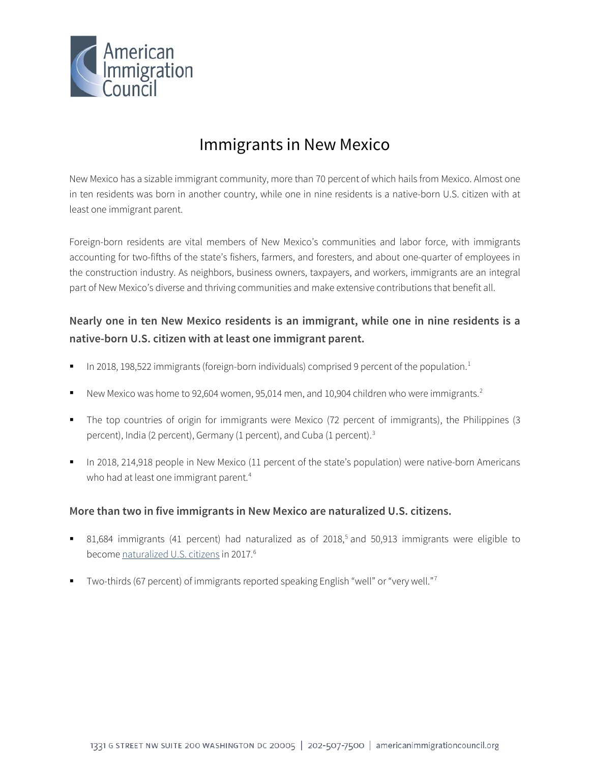# Immigrants in New Mexico

New Mexico has a sizable immigrant community, more than 70 percent of which hails from Mexico. Almost one in ten residents was born in another country, while one in nine residents is a native-born U.S. citizen with at least one immigrant parent.

Foreign-born residents are vital members of New Mexico's communities and labor force, with immigrants accounting for two-fifths of the state's fishers, farmers, and foresters, and about one-quarter of employees in the construction industry. As neighbors, business owners, taxpayers, and workers, immigrants are an integral part of New Mexico's diverse and thriving communities and make extensive contributions that benefit all.

## Nearly one in ten New Mexico residents is an immigrant, while one in nine residents is a native-born U.S. citizen with at least one immigrant parent.

- In 2018, 198,522 immigrants (foreign-born individuals) comprised 9 percent of the population.[1]
- New Mexico was home to 92,604 women, 95,014 men, and 10,904 children who were immigrants.[2]
- The top countries of origin for immigrants were Mexico (72 percent of immigrants), the Philippines (3 percent), India (2 percent), Germany (1 percent), and Cuba (1 percent).[3]
- In 2018, 214,918 people in New Mexico (11 percent of the state's population) were native-born Americans who had at least one immigrant parent.[4]

## More than two in five immigrants in New Mexico are naturalized U.S. citizens.

- 81,684 immigrants (41 percent) had naturalized as of 2018,[5] and 50,913 immigrants were eligible to become naturalized U.S. citizens in 2017.[6]
- Two-thirds (67 percent) of immigrants reported speaking English "well" or "very well."[7]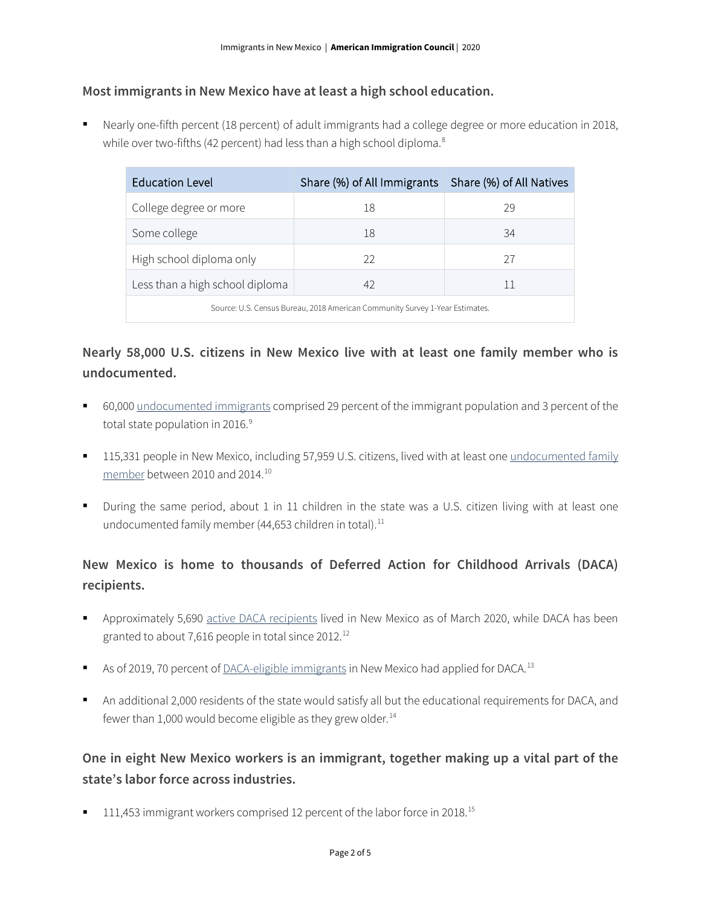### Most immigrants in New Mexico have at least a high school education.

- Nearly one-fifth percent (18 percent) of adult immigrants had a college degree or more education in 2018, while over two-fifths (42 percent) had less than a high school diploma.[8]

| Education Level | Share (%) of All Immigrants | Share (%) of All Natives |
|---|---|---|
| College degree or more | 18 | 29 |
| Some college | 18 | 34 |
| High school diploma only | 22 | 27 |
| Less than a high school diploma | 42 | 11 |
| Source: U.S. Census Bureau, 2018 American Community Survey 1-Year Estimates. | | |

### Nearly 58,000 U.S. citizens in New Mexico live with at least one family member who is undocumented.

- 60,000 undocumented immigrants comprised 29 percent of the immigrant population and 3 percent of the total state population in 2016.[9]
- 115,331 people in New Mexico, including 57,959 U.S. citizens, lived with at least one undocumented family member between 2010 and 2014.[10]
- During the same period, about 1 in 11 children in the state was a U.S. citizen living with at least one undocumented family member (44,653 children in total).[11]

### New Mexico is home to thousands of Deferred Action for Childhood Arrivals (DACA) recipients.

- Approximately 5,690 active DACA recipients lived in New Mexico as of March 2020, while DACA has been granted to about 7,616 people in total since 2012.[12]
- As of 2019, 70 percent of DACA-eligible immigrants in New Mexico had applied for DACA.[13]
- An additional 2,000 residents of the state would satisfy all but the educational requirements for DACA, and fewer than 1,000 would become eligible as they grew older.[14]

### One in eight New Mexico workers is an immigrant, together making up a vital part of the state's labor force across industries.

- 111,453 immigrant workers comprised 12 percent of the labor force in 2018.[15]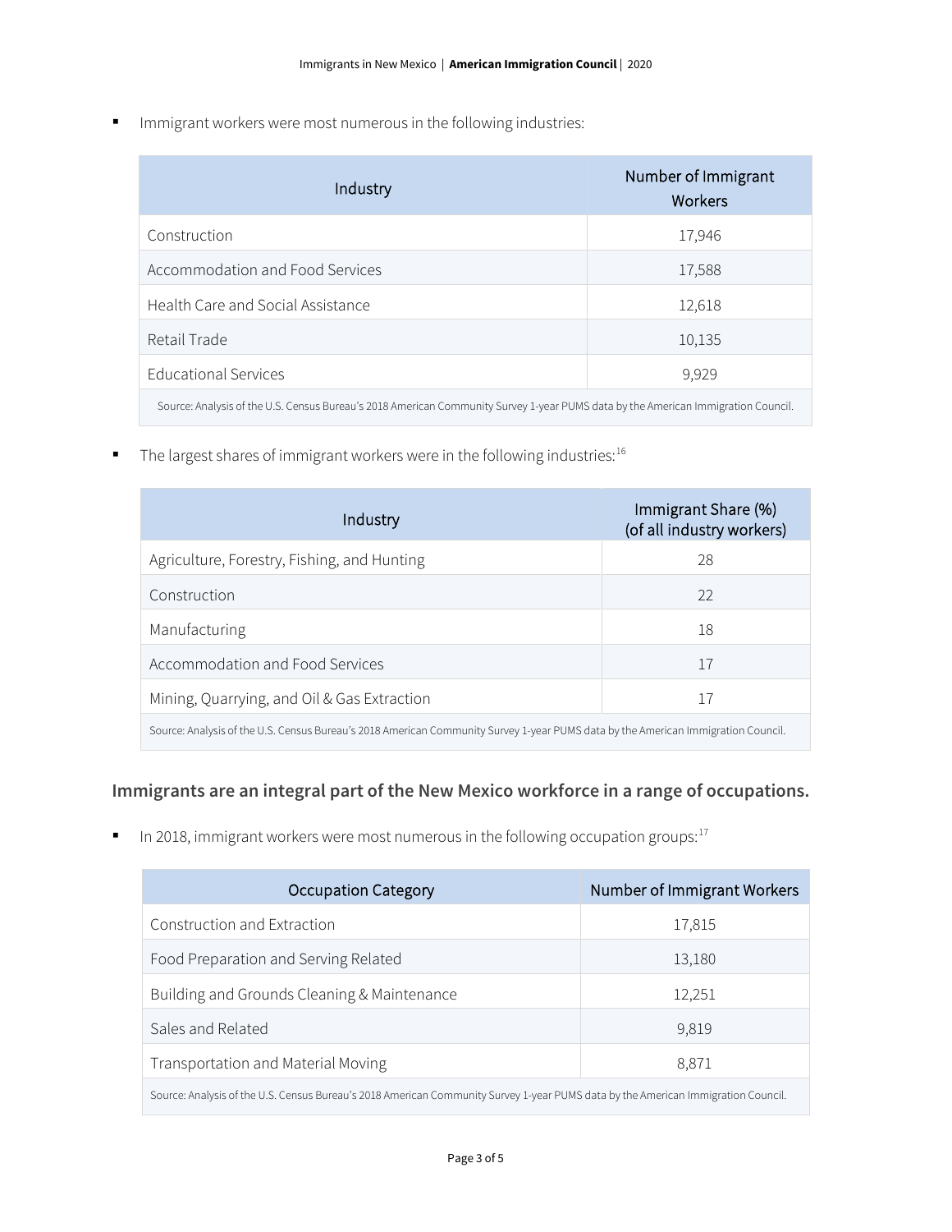- Immigrant workers were most numerous in the following industries:

| Industry | Number of Immigrant Workers |
| --- | --- |
| Construction | 17,946 |
| Accommodation and Food Services | 17,588 |
| Health Care and Social Assistance | 12,618 |
| Retail Trade | 10,135 |
| Educational Services | 9,929 |

Source: Analysis of the U.S. Census Bureau's 2018 American Community Survey 1-year PUMS data by the American Immigration Council.

- The largest shares of immigrant workers were in the following industries:[16]

| Industry | Immigrant Share (%) (of all industry workers) |
| --- | --- |
| Agriculture, Forestry, Fishing, and Hunting | 28 |
| Construction | 22 |
| Manufacturing | 18 |
| Accommodation and Food Services | 17 |
| Mining, Quarrying, and Oil & Gas Extraction | 17 |

Source: Analysis of the U.S. Census Bureau's 2018 American Community Survey 1-year PUMS data by the American Immigration Council.

### Immigrants are an integral part of the New Mexico workforce in a range of occupations.

- In 2018, immigrant workers were most numerous in the following occupation groups:[17]

| Occupation Category | Number of Immigrant Workers |
| --- | --- |
| Construction and Extraction | 17,815 |
| Food Preparation and Serving Related | 13,180 |
| Building and Grounds Cleaning & Maintenance | 12,251 |
| Sales and Related | 9,819 |
| Transportation and Material Moving | 8,871 |

Source: Analysis of the U.S. Census Bureau's 2018 American Community Survey 1-year PUMS data by the American Immigration Council.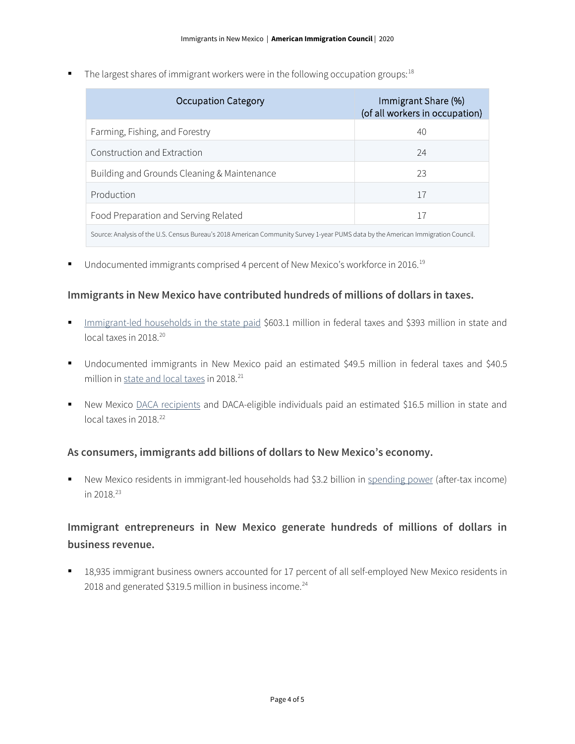- The largest shares of immigrant workers were in the following occupation groups:[18]

| Occupation Category | Immigrant Share (%) (of all workers in occupation) |
| --- | --- |
| Farming, Fishing, and Forestry | 40 |
| Construction and Extraction | 24 |
| Building and Grounds Cleaning & Maintenance | 23 |
| Production | 17 |
| Food Preparation and Serving Related | 17 |

Source: Analysis of the U.S. Census Bureau's 2018 American Community Survey 1-year PUMS data by the American Immigration Council.

- Undocumented immigrants comprised 4 percent of New Mexico's workforce in 2016.[19]

### Immigrants in New Mexico have contributed hundreds of millions of dollars in taxes.

- Immigrant-led households in the state paid $603.1 million in federal taxes and $393 million in state and local taxes in 2018.[20]

- Undocumented immigrants in New Mexico paid an estimated $49.5 million in federal taxes and $40.5 million in state and local taxes in 2018.[21]

- New Mexico DACA recipients and DACA-eligible individuals paid an estimated $16.5 million in state and local taxes in 2018.[22]

### As consumers, immigrants add billions of dollars to New Mexico's economy.

- New Mexico residents in immigrant-led households had $3.2 billion in spending power (after-tax income) in 2018.[23]

### Immigrant entrepreneurs in New Mexico generate hundreds of millions of dollars in business revenue.

- 18,935 immigrant business owners accounted for 17 percent of all self-employed New Mexico residents in 2018 and generated $319.5 million in business income.[24]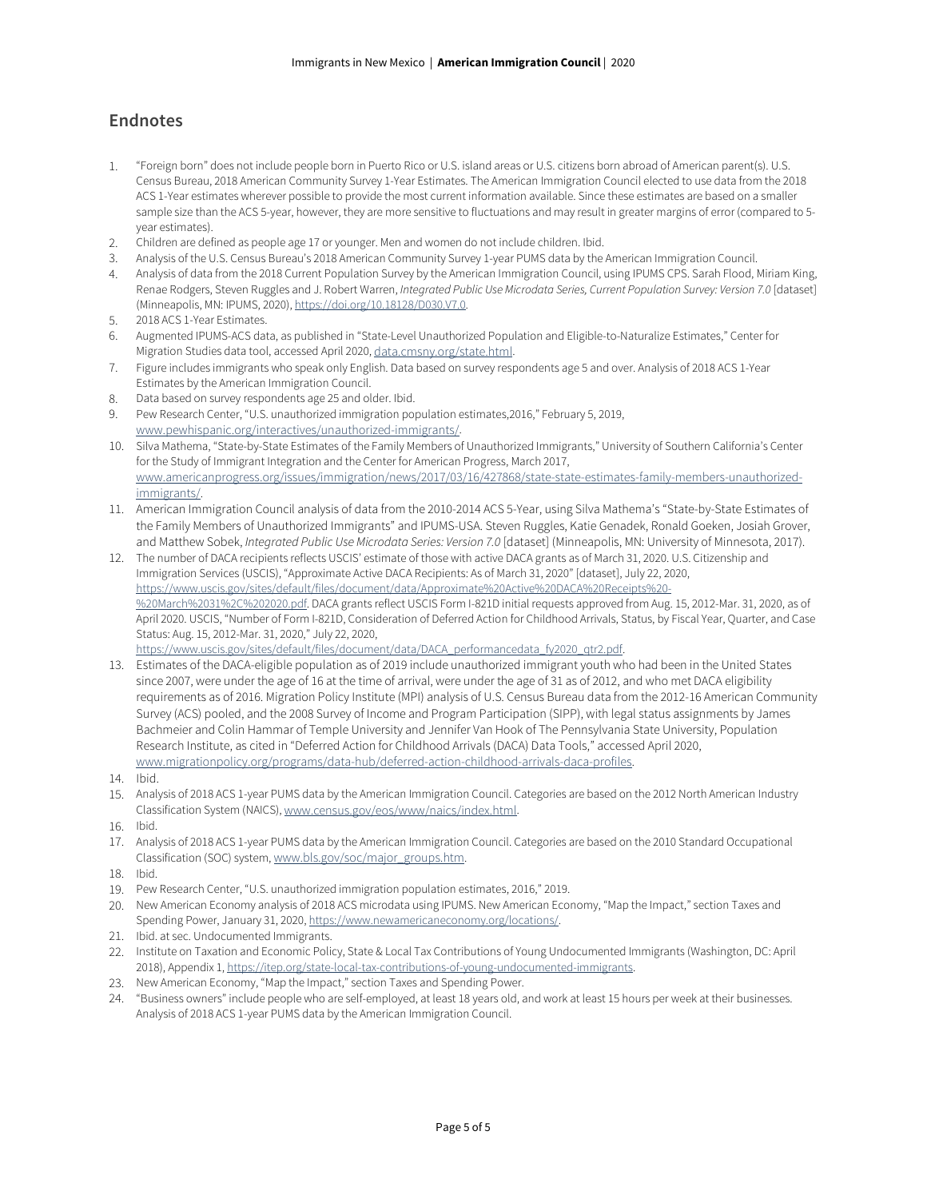## Endnotes

1. “Foreign born” does not include people born in Puerto Rico or U.S. island areas or U.S. citizens born abroad of American parent(s). U.S. Census Bureau, 2018 American Community Survey 1-Year Estimates. The American Immigration Council elected to use data from the 2018 ACS 1-Year estimates wherever possible to provide the most current information available. Since these estimates are based on a smaller sample size than the ACS 5-year, however, they are more sensitive to fluctuations and may result in greater margins of error (compared to 5-year estimates).
2. Children are defined as people age 17 or younger. Men and women do not include children. Ibid.
3. Analysis of the U.S. Census Bureau’s 2018 American Community Survey 1-year PUMS data by the American Immigration Council.
4. Analysis of data from the 2018 Current Population Survey by the American Immigration Council, using IPUMS CPS. Sarah Flood, Miriam King, Renae Rodgers, Steven Ruggles and J. Robert Warren, *Integrated Public Use Microdata Series, Current Population Survey: Version 7.0* [dataset] (Minneapolis, MN: IPUMS, 2020), https://doi.org/10.18128/D030.V7.0.
5. 2018 ACS 1-Year Estimates.
6. Augmented IPUMS-ACS data, as published in “State-Level Unauthorized Population and Eligible-to-Naturalize Estimates,” Center for Migration Studies data tool, accessed April 2020, data.cmsny.org/state.html.
7. Figure includes immigrants who speak only English. Data based on survey respondents age 5 and over. Analysis of 2018 ACS 1-Year Estimates by the American Immigration Council.
8. Data based on survey respondents age 25 and older. Ibid.
9. Pew Research Center, “U.S. unauthorized immigration population estimates,2016,” February 5, 2019, www.pewhispanic.org/interactives/unauthorized-immigrants/.
10. Silva Mathema, “State-by-State Estimates of the Family Members of Unauthorized Immigrants,” University of Southern California’s Center for the Study of Immigrant Integration and the Center for American Progress, March 2017, www.americanprogress.org/issues/immigration/news/2017/03/16/427868/state-state-estimates-family-members-unauthorized-immigrants/.
11. American Immigration Council analysis of data from the 2010-2014 ACS 5-Year, using Silva Mathema’s “State-by-State Estimates of the Family Members of Unauthorized Immigrants” and IPUMS-USA. Steven Ruggles, Katie Genadek, Ronald Goeken, Josiah Grover, and Matthew Sobek, *Integrated Public Use Microdata Series: Version 7.0* [dataset] (Minneapolis, MN: University of Minnesota, 2017).
12. The number of DACA recipients reflects USCIS’ estimate of those with active DACA grants as of March 31, 2020. U.S. Citizenship and Immigration Services (USCIS), “Approximate Active DACA Recipients: As of March 31, 2020” [dataset], July 22, 2020, https://www.uscis.gov/sites/default/files/document/data/Approximate%20Active%20DACA%20Receipts%20-%20March%2031%2C%202020.pdf. DACA grants reflect USCIS Form I-821D initial requests approved from Aug. 15, 2012-Mar. 31, 2020, as of April 2020. USCIS, “Number of Form I-821D, Consideration of Deferred Action for Childhood Arrivals, Status, by Fiscal Year, Quarter, and Case Status: Aug. 15, 2012-Mar. 31, 2020,” July 22, 2020, https://www.uscis.gov/sites/default/files/document/data/DACA_performancedata_fy2020_qtr2.pdf.
13. Estimates of the DACA-eligible population as of 2019 include unauthorized immigrant youth who had been in the United States since 2007, were under the age of 16 at the time of arrival, were under the age of 31 as of 2012, and who met DACA eligibility requirements as of 2016. Migration Policy Institute (MPI) analysis of U.S. Census Bureau data from the 2012-16 American Community Survey (ACS) pooled, and the 2008 Survey of Income and Program Participation (SIPP), with legal status assignments by James Bachmeier and Colin Hammar of Temple University and Jennifer Van Hook of The Pennsylvania State University, Population Research Institute, as cited in “Deferred Action for Childhood Arrivals (DACA) Data Tools,” accessed April 2020, www.migrationpolicy.org/programs/data-hub/deferred-action-childhood-arrivals-daca-profiles.
14. Ibid.
15. Analysis of 2018 ACS 1-year PUMS data by the American Immigration Council. Categories are based on the 2012 North American Industry Classification System (NAICS), www.census.gov/eos/www/naics/index.html.
16. Ibid.
17. Analysis of 2018 ACS 1-year PUMS data by the American Immigration Council. Categories are based on the 2010 Standard Occupational Classification (SOC) system, www.bls.gov/soc/major_groups.htm.
18. Ibid.
19. Pew Research Center, “U.S. unauthorized immigration population estimates, 2016,” 2019.
20. New American Economy analysis of 2018 ACS microdata using IPUMS. New American Economy, “Map the Impact,” section Taxes and Spending Power, January 31, 2020, https://www.newamericaneconomy.org/locations/.
21. Ibid. at sec. Undocumented Immigrants.
22. Institute on Taxation and Economic Policy, State & Local Tax Contributions of Young Undocumented Immigrants (Washington, DC: April 2018), Appendix 1, https://itep.org/state-local-tax-contributions-of-young-undocumented-immigrants.
23. New American Economy, “Map the Impact,” section Taxes and Spending Power.
24. “Business owners” include people who are self-employed, at least 18 years old, and work at least 15 hours per week at their businesses. Analysis of 2018 ACS 1-year PUMS data by the American Immigration Council.